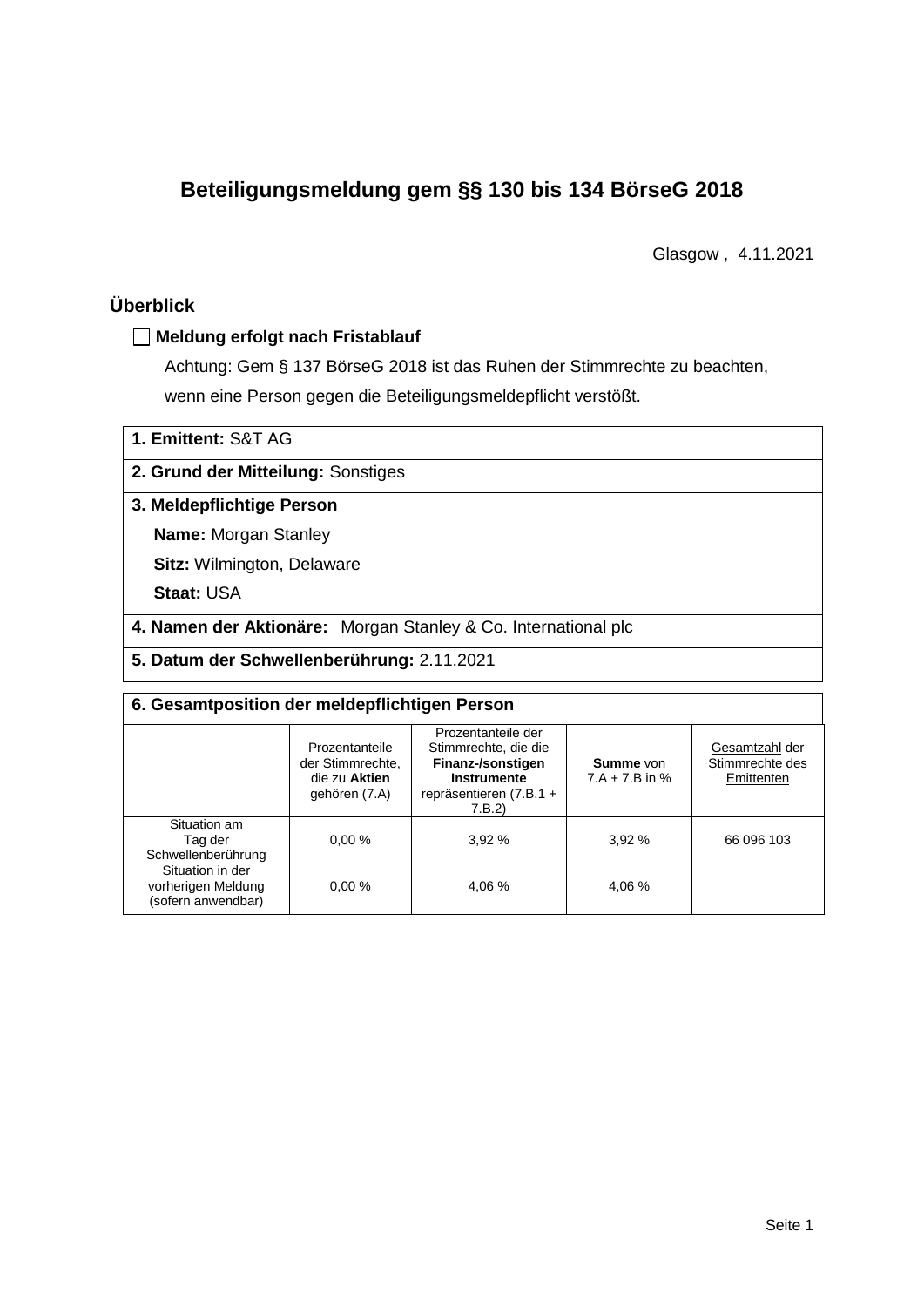# Beteiligungsmeldung gem §§ 130 bis 134 BörseG 2018

Glasgow , 4.11.2021

## Überblick

☐ **Meldung erfolgt nach Fristablauf**

Achtung: Gem § 137 BörseG 2018 ist das Ruhen der Stimmrechte zu beachten, wenn eine Person gegen die Beteiligungsmeldepflicht verstößt.

**1. Emittent:** S&T AG

**2. Grund der Mitteilung:** Sonstiges

**3. Meldepflichtige Person**

**Name:** Morgan Stanley

**Sitz:** Wilmington, Delaware

**Staat:** USA

**4. Namen der Aktionäre:** Morgan Stanley & Co. International plc

**5. Datum der Schwellenberührung:** 2.11.2021

**6. Gesamtposition der meldepflichtigen Person**

| | Prozentanteile der Stimmrechte, die zu **Aktien** gehören (7.A) | Prozentanteile der Stimmrechte, die die **Finanz-/sonstigen Instrumente** repräsentieren (7.B.1 + 7.B.2) | **Summe** von 7.A + 7.B in % | Gesamtzahl der Stimmrechte des Emittenten |
|---|---|---|---|---|
| Situation am Tag der Schwellenberührung | 0,00 % | 3,92 % | 3,92 % | 66 096 103 |
| Situation in der vorherigen Meldung (sofern anwendbar) | 0,00 % | 4,06 % | 4,06 % | |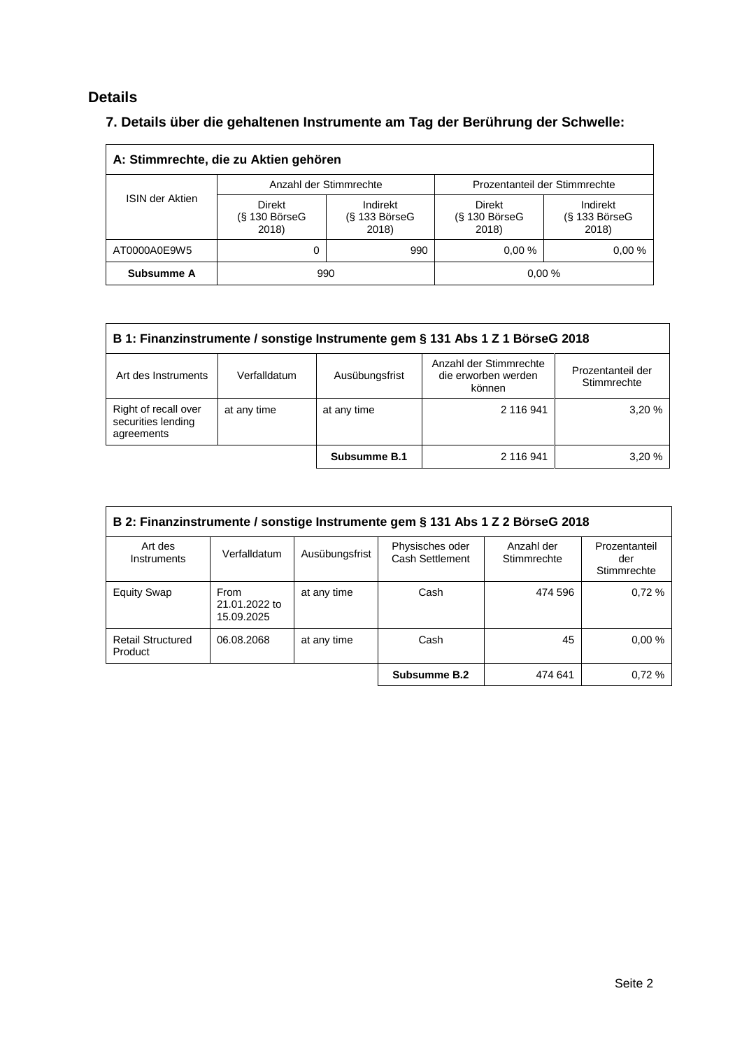## Details

### 7. Details über die gehaltenen Instrumente am Tag der Berührung der Schwelle:

| A: Stimmrechte, die zu Aktien gehören | | | | |
|---|---|---|---|---|
| ISIN der Aktien | Anzahl der Stimmrechte | | Prozentanteil der Stimmrechte | |
| | Direkt (§ 130 BörseG 2018) | Indirekt (§ 133 BörseG 2018) | Direkt (§ 130 BörseG 2018) | Indirekt (§ 133 BörseG 2018) |
| AT0000A0E9W5 | 0 | 990 | 0,00 % | 0,00 % |
| **Subsumme A** | 990 | | 0,00 % | |

| B 1: Finanzinstrumente / sonstige Instrumente gem § 131 Abs 1 Z 1 BörseG 2018 | | | | |
|---|---|---|---|---|
| Art des Instruments | Verfalldatum | Ausübungsfrist | Anzahl der Stimmrechte die erworben werden können | Prozentanteil der Stimmrechte |
| Right of recall over securities lending agreements | at any time | at any time | 2 116 941 | 3,20 % |
| | | **Subsumme B.1** | 2 116 941 | 3,20 % |

| B 2: Finanzinstrumente / sonstige Instrumente gem § 131 Abs 1 Z 2 BörseG 2018 | | | | | |
|---|---|---|---|---|---|
| Art des Instruments | Verfalldatum | Ausübungsfrist | Physisches oder Cash Settlement | Anzahl der Stimmrechte | Prozentanteil der Stimmrechte |
| Equity Swap | From 21.01.2022 to 15.09.2025 | at any time | Cash | 474 596 | 0,72 % |
| Retail Structured Product | 06.08.2068 | at any time | Cash | 45 | 0,00 % |
| | | | **Subsumme B.2** | 474 641 | 0,72 % |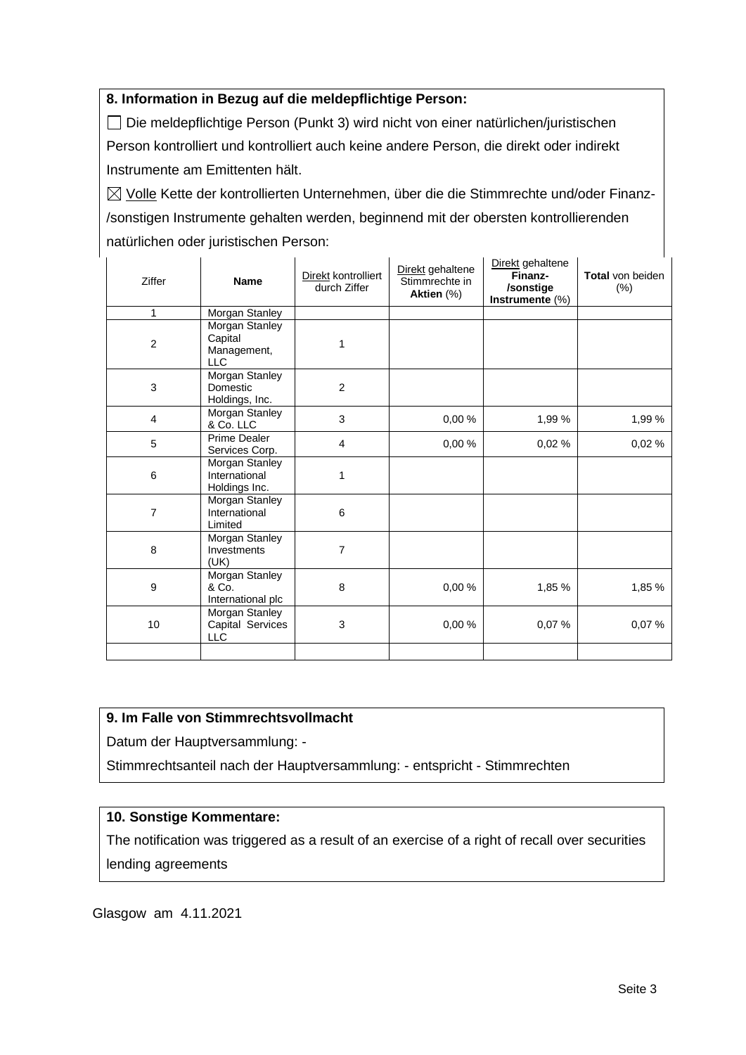**8. Information in Bezug auf die meldepflichtige Person:**

☐ Die meldepflichtige Person (Punkt 3) wird nicht von einer natürlichen/juristischen Person kontrolliert und kontrolliert auch keine andere Person, die direkt oder indirekt Instrumente am Emittenten hält.

☒ Volle Kette der kontrollierten Unternehmen, über die die Stimmrechte und/oder Finanz-/sonstigen Instrumente gehalten werden, beginnend mit der obersten kontrollierenden natürlichen oder juristischen Person:

| Ziffer | Name | Direkt kontrolliert durch Ziffer | Direkt gehaltene Stimmrechte in **Aktien** (%) | Direkt gehaltene **Finanz-/sonstige Instrumente** (%) | **Total** von beiden (%) |
|---|---|---|---|---|---|
| 1 | Morgan Stanley | | | | |
| 2 | Morgan Stanley Capital Management, LLC | 1 | | | |
| 3 | Morgan Stanley Domestic Holdings, Inc. | 2 | | | |
| 4 | Morgan Stanley & Co. LLC | 3 | 0,00 % | 1,99 % | 1,99 % |
| 5 | Prime Dealer Services Corp. | 4 | 0,00 % | 0,02 % | 0,02 % |
| 6 | Morgan Stanley International Holdings Inc. | 1 | | | |
| 7 | Morgan Stanley International Limited | 6 | | | |
| 8 | Morgan Stanley Investments (UK) | 7 | | | |
| 9 | Morgan Stanley & Co. International plc | 8 | 0,00 % | 1,85 % | 1,85 % |
| 10 | Morgan Stanley Capital Services LLC | 3 | 0,00 % | 0,07 % | 0,07 % |
| | | | | | |

**9. Im Falle von Stimmrechtsvollmacht**

Datum der Hauptversammlung: -

Stimmrechtsanteil nach der Hauptversammlung: - entspricht - Stimmrechten

**10. Sonstige Kommentare:**

The notification was triggered as a result of an exercise of a right of recall over securities lending agreements

Glasgow am 4.11.2021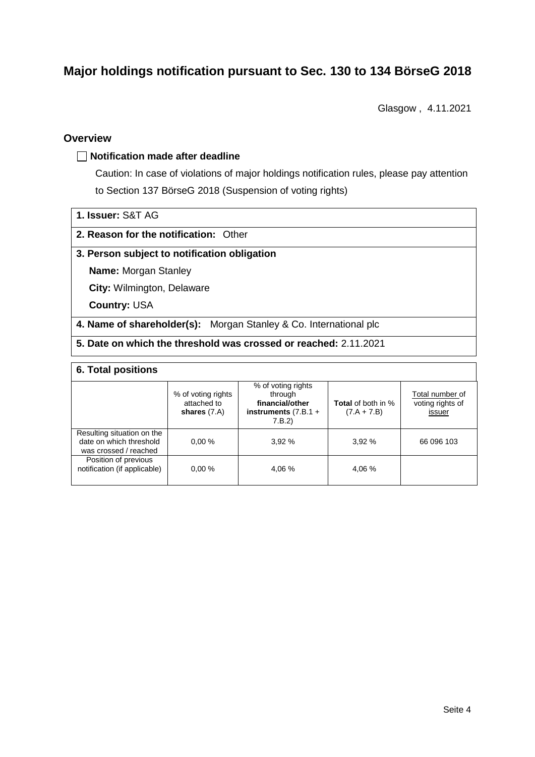# Major holdings notification pursuant to Sec. 130 to 134 BörseG 2018

Glasgow , 4.11.2021

## Overview

☐ **Notification made after deadline**

Caution: In case of violations of major holdings notification rules, please pay attention to Section 137 BörseG 2018 (Suspension of voting rights)

**1. Issuer:** S&T AG

**2. Reason for the notification:** Other

**3. Person subject to notification obligation**

**Name:** Morgan Stanley

**City:** Wilmington, Delaware

**Country:** USA

**4. Name of shareholder(s):** Morgan Stanley & Co. International plc

**5. Date on which the threshold was crossed or reached:** 2.11.2021

**6. Total positions**

| | % of voting rights attached to **shares** (7.A) | % of voting rights through **financial/other instruments** (7.B.1 + 7.B.2) | **Total** of both in % (7.A + 7.B) | Total number of voting rights of issuer |
|---|---|---|---|---|
| Resulting situation on the date on which threshold was crossed / reached | 0,00 % | 3,92 % | 3,92 % | 66 096 103 |
| Position of previous notification (if applicable) | 0,00 % | 4,06 % | 4,06 % | |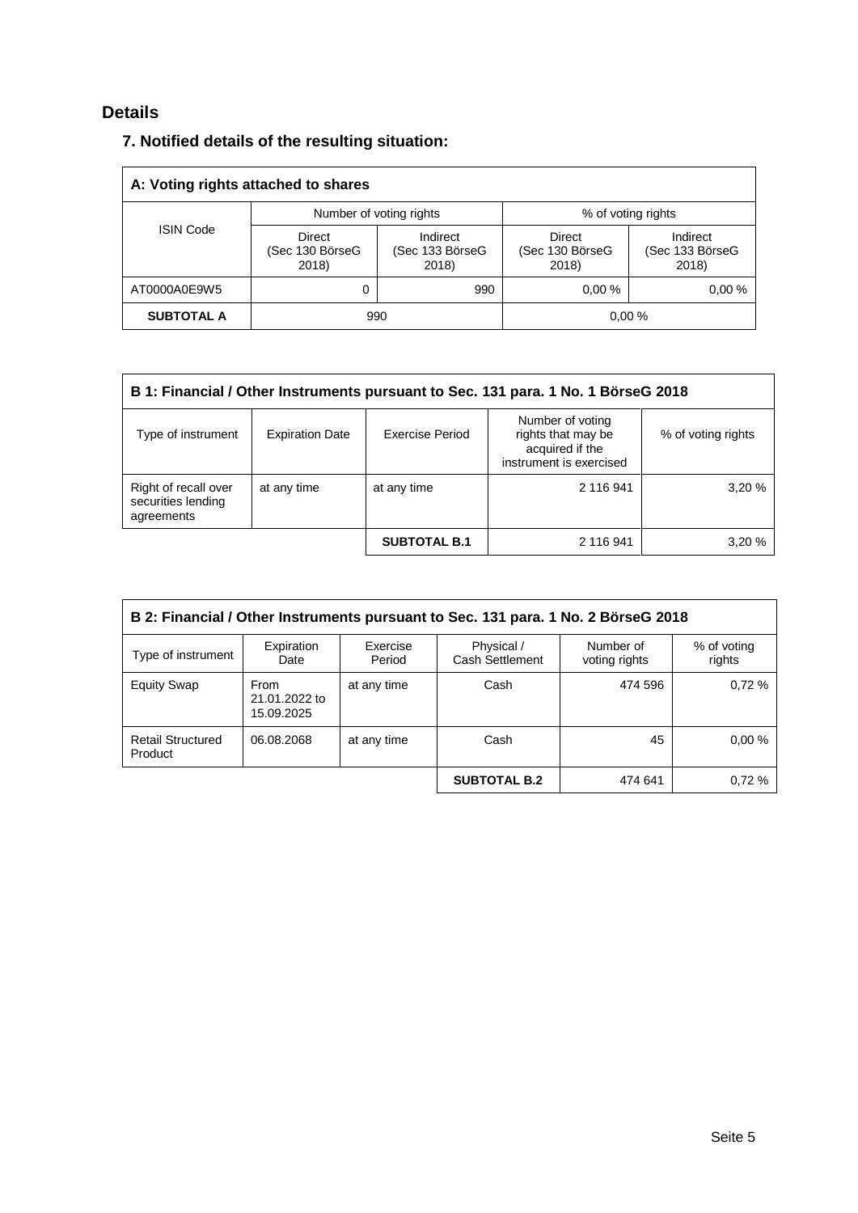## Details

### 7. Notified details of the resulting situation:

| A: Voting rights attached to shares | | | | |
|---|---|---|---|---|
| ISIN Code | Number of voting rights | | % of voting rights | |
| | Direct (Sec 130 BörseG 2018) | Indirect (Sec 133 BörseG 2018) | Direct (Sec 130 BörseG 2018) | Indirect (Sec 133 BörseG 2018) |
| AT0000A0E9W5 | 0 | 990 | 0,00 % | 0,00 % |
| **SUBTOTAL A** | 990 | | 0,00 % | |

| B 1: Financial / Other Instruments pursuant to Sec. 131 para. 1 No. 1 BörseG 2018 | | | | |
|---|---|---|---|---|
| Type of instrument | Expiration Date | Exercise Period | Number of voting rights that may be acquired if the instrument is exercised | % of voting rights |
| Right of recall over securities lending agreements | at any time | at any time | 2 116 941 | 3,20 % |
| | | **SUBTOTAL B.1** | 2 116 941 | 3,20 % |

| B 2: Financial / Other Instruments pursuant to Sec. 131 para. 1 No. 2 BörseG 2018 | | | | | |
|---|---|---|---|---|---|
| Type of instrument | Expiration Date | Exercise Period | Physical / Cash Settlement | Number of voting rights | % of voting rights |
| Equity Swap | From 21.01.2022 to 15.09.2025 | at any time | Cash | 474 596 | 0,72 % |
| Retail Structured Product | 06.08.2068 | at any time | Cash | 45 | 0,00 % |
| | | | **SUBTOTAL B.2** | 474 641 | 0,72 % |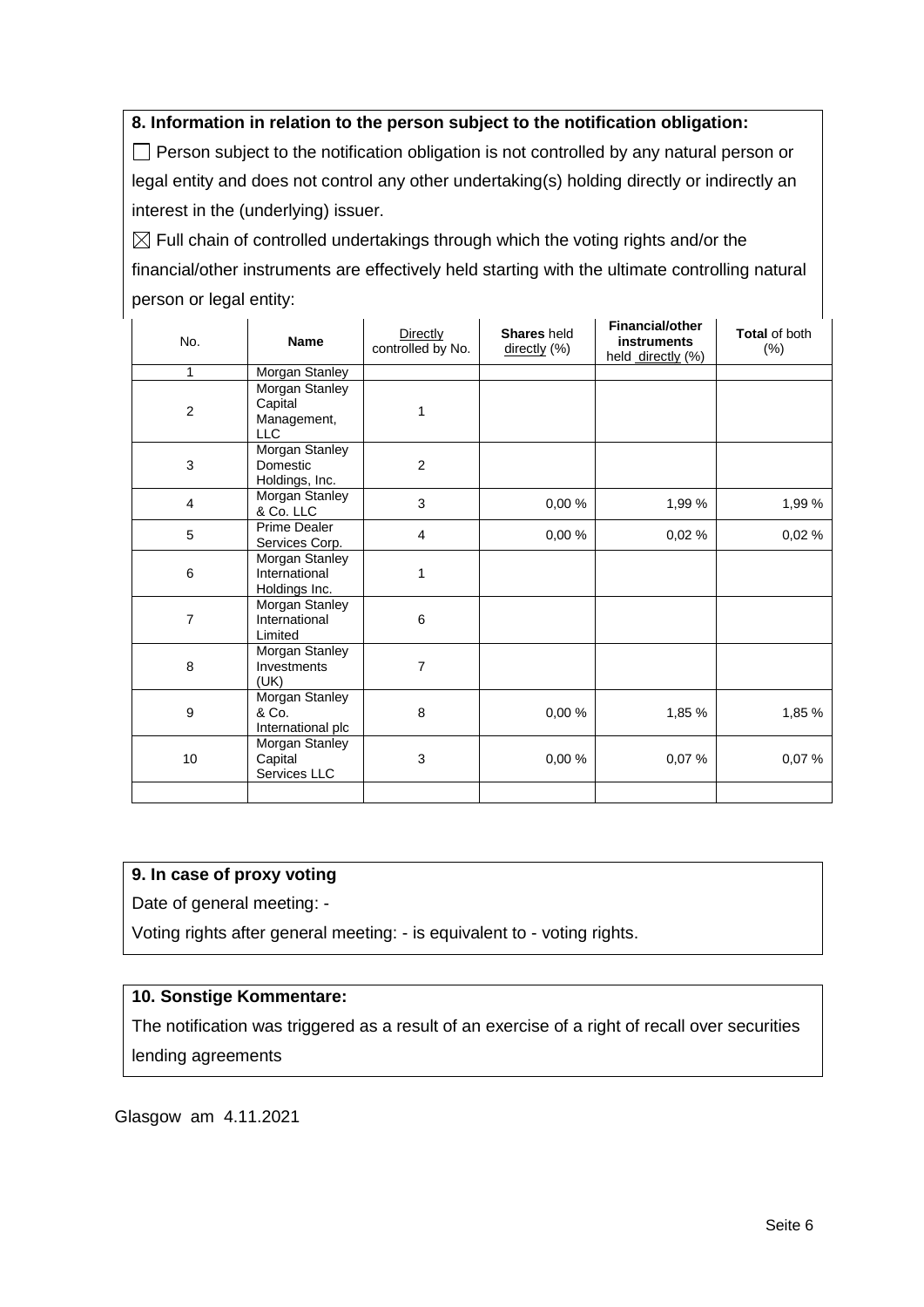**8. Information in relation to the person subject to the notification obligation:**

☐ Person subject to the notification obligation is not controlled by any natural person or legal entity and does not control any other undertaking(s) holding directly or indirectly an interest in the (underlying) issuer.

☒ Full chain of controlled undertakings through which the voting rights and/or the financial/other instruments are effectively held starting with the ultimate controlling natural person or legal entity:

| No. | Name | Directly controlled by No. | Shares held directly (%) | Financial/other instruments held directly (%) | Total of both (%) |
|---|---|---|---|---|---|
| 1 | Morgan Stanley | | | | |
| 2 | Morgan Stanley Capital Management, LLC | 1 | | | |
| 3 | Morgan Stanley Domestic Holdings, Inc. | 2 | | | |
| 4 | Morgan Stanley & Co. LLC | 3 | 0,00 % | 1,99 % | 1,99 % |
| 5 | Prime Dealer Services Corp. | 4 | 0,00 % | 0,02 % | 0,02 % |
| 6 | Morgan Stanley International Holdings Inc. | 1 | | | |
| 7 | Morgan Stanley International Limited | 6 | | | |
| 8 | Morgan Stanley Investments (UK) | 7 | | | |
| 9 | Morgan Stanley & Co. International plc | 8 | 0,00 % | 1,85 % | 1,85 % |
| 10 | Morgan Stanley Capital Services LLC | 3 | 0,00 % | 0,07 % | 0,07 % |
| | | | | | |

**9. In case of proxy voting**

Date of general meeting: -

Voting rights after general meeting: - is equivalent to - voting rights.

**10. Sonstige Kommentare:**

The notification was triggered as a result of an exercise of a right of recall over securities lending agreements

Glasgow am 4.11.2021